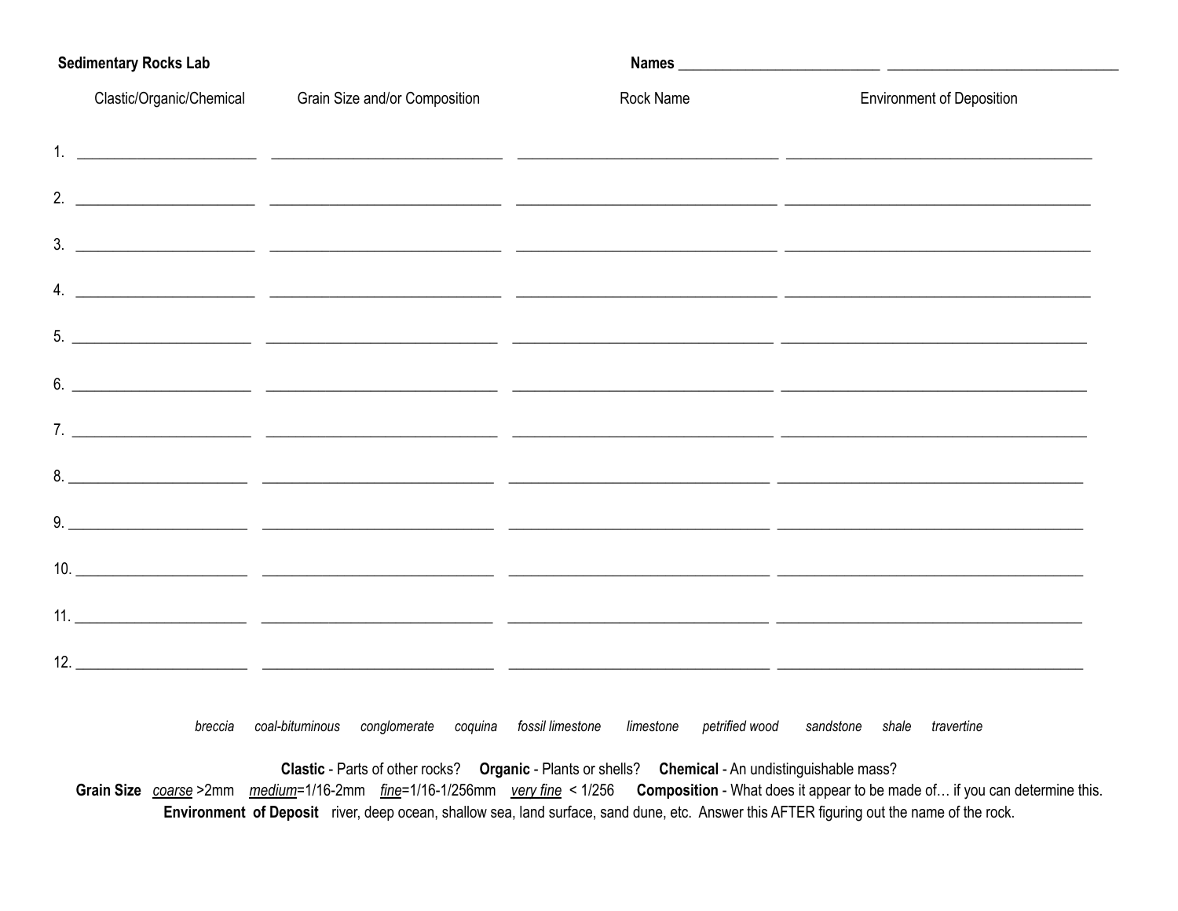**Sedimentary Rocks Lab**

**Names** ___________________________ ________________________________

| | Clastic/Organic/Chemical | Grain Size and/or Composition | Rock Name | Environment of Deposition |
|---|---|---|---|---|
| 1. | | | | |
| 2. | | | | |
| 3. | | | | |
| 4. | | | | |
| 5. | | | | |
| 6. | | | | |
| 7. | | | | |
| 8. | | | | |
| 9. | | | | |
| 10. | | | | |
| 11. | | | | |
| 12. | | | | |

*breccia* *coal-bituminous* *conglomerate* *coquina* *fossil limestone* *limestone* *petrified wood* *sandstone* *shale* *travertine*

**Clastic** - Parts of other rocks? **Organic** - Plants or shells? **Chemical** - An undistinguishable mass?

**Grain Size** *coarse* >2mm *medium*=1/16-2mm *fine*=1/16-1/256mm *very fine* < 1/256 **Composition** - What does it appear to be made of… if you can determine this.

**Environment of Deposit** river, deep ocean, shallow sea, land surface, sand dune, etc. Answer this AFTER figuring out the name of the rock.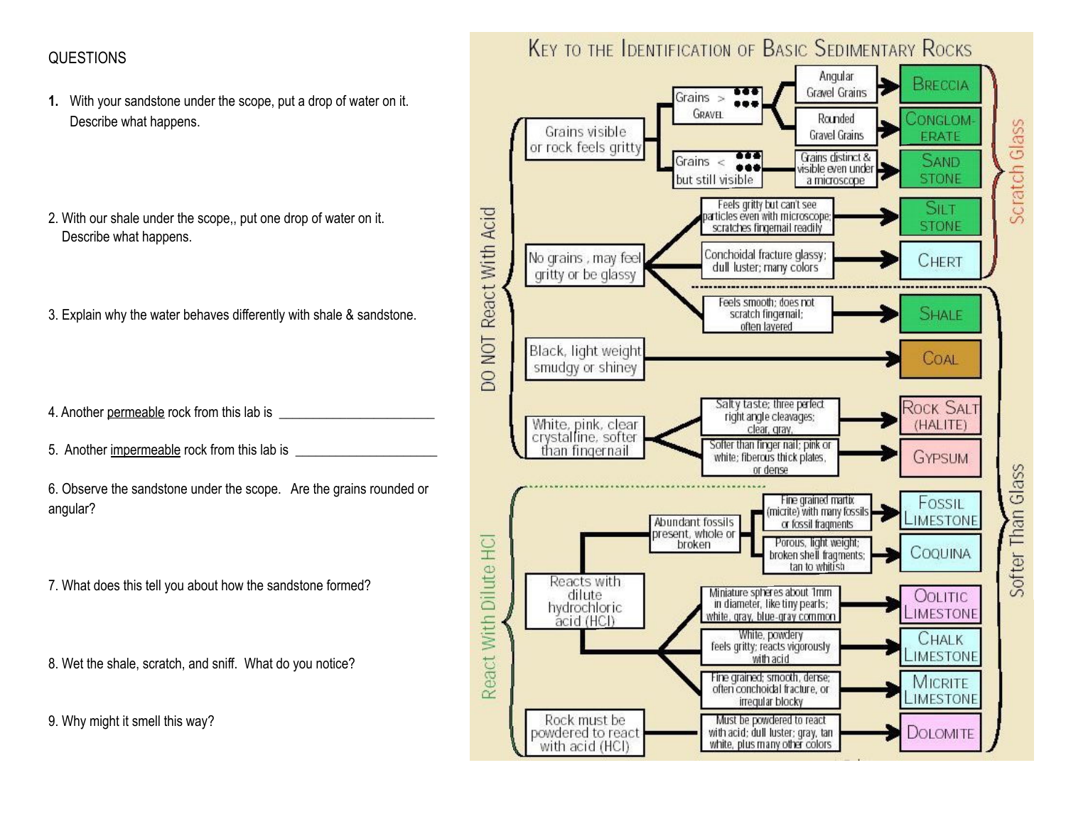QUESTIONS

1. With your sandstone under the scope, put a drop of water on it. Describe what happens.

2. With our shale under the scope,, put one drop of water on it. Describe what happens.

3. Explain why the water behaves differently with shale & sandstone.

4. Another permeable rock from this lab is ______________________

5. Another impermeable rock from this lab is ____________________

6. Observe the sandstone under the scope. Are the grains rounded or angular?

7. What does this tell you about how the sandstone formed?

8. Wet the shale, scratch, and sniff. What do you notice?

9. Why might it smell this way?

# KEY TO THE IDENTIFICATION OF BASIC SEDIMENTARY ROCKS

**DO NOT React With Acid**

- Grains visible or rock feels gritty
  - Grains > GRAVEL
    - Angular Gravel Grains → BRECCIA
    - Rounded Gravel Grains → CONGLOMERATE
  - Grains < but still visible
    - Grains distinct & visible even under a microscope → SANDSTONE
- No grains, may feel gritty or be glassy
  - Feels gritty but can't see particles even with microscope; scratches fingernail readily → SILTSTONE
  - Conchoidal fracture glassy; dull luster; many colors → CHERT
  - Feels smooth; does not scratch fingernail; often layered → SHALE
- Black, light weight smudgy or shiney → COAL
- White, pink, clear crystalline, softer than fingernail
  - Salty taste; three perfect right angle cleavages; clear, gray → ROCK SALT (HALITE)
  - Softer than finger nail; pink or white; fiberous thick plates, or dense → GYPSUM

**React With Dilute HCl**

- Reacts with dilute hydrochloric acid (HCl)
  - Abundant fossils present, whole or broken
    - Fine grained martix (micrite) with many fossils or fossil fragments → FOSSIL LIMESTONE
    - Porous, light weight; broken shell fragments; tan to whitish → COQUINA
  - Miniature spheres about 1mm in diameter, like tiny pearls; white, gray, blue-gray common → OOLITIC LIMESTONE
  - White, powdery feels gritty; reacts vigorously with acid → CHALK LIMESTONE
  - Fine grained; smooth, dense; often conchoidal fracture, or irregular blocky → MICRITE LIMESTONE
- Rock must be powdered to react with acid (HCl)
  - Must be powdered to react with acid; dull luster; gray, tan white, plus many other colors → DOLOMITE

Scratch Glass: Breccia, Conglomerate, Sandstone, Siltstone, Chert

Softer Than Glass: Shale, Coal, Rock Salt (Halite), Gypsum, Fossil Limestone, Coquina, Oolitic Limestone, Chalk Limestone, Micrite Limestone, Dolomite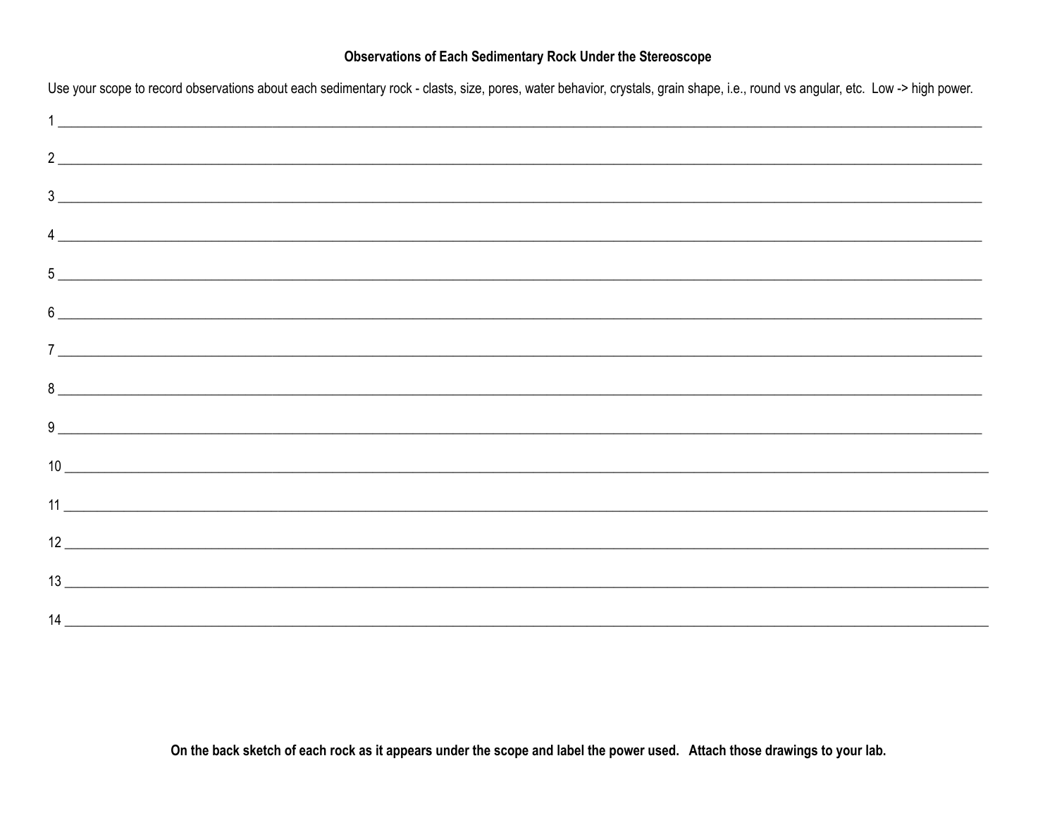**Observations of Each Sedimentary Rock Under the Stereoscope**

Use your scope to record observations about each sedimentary rock - clasts, size, pores, water behavior, crystals, grain shape, i.e., round vs angular, etc. Low -> high power.

1 ____________________________________________________________________________________________________

2 ____________________________________________________________________________________________________

3 ____________________________________________________________________________________________________

4 ____________________________________________________________________________________________________

5 ____________________________________________________________________________________________________

6 ____________________________________________________________________________________________________

7 ____________________________________________________________________________________________________

8 ____________________________________________________________________________________________________

9 ____________________________________________________________________________________________________

10 ____________________________________________________________________________________________________

11 ____________________________________________________________________________________________________

12 ____________________________________________________________________________________________________

13 ____________________________________________________________________________________________________

14 ____________________________________________________________________________________________________

**On the back sketch of each rock as it appears under the scope and label the power used. Attach those drawings to your lab.**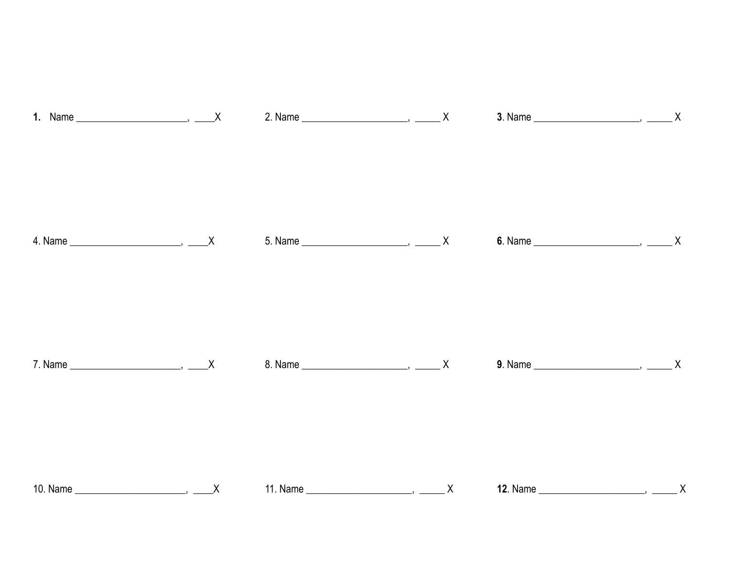**1.** Name ______________________, ____X

2. Name ____________________, _____ X

**3**. Name ____________________, _____ X

4. Name ______________________, ____X

5. Name ____________________, _____ X

**6**. Name ____________________, _____ X

7. Name ______________________, ____X

8. Name ____________________, _____ X

**9**. Name ____________________, _____ X

10. Name ______________________, ____X

11. Name ____________________, _____ X

**12**. Name ____________________, _____ X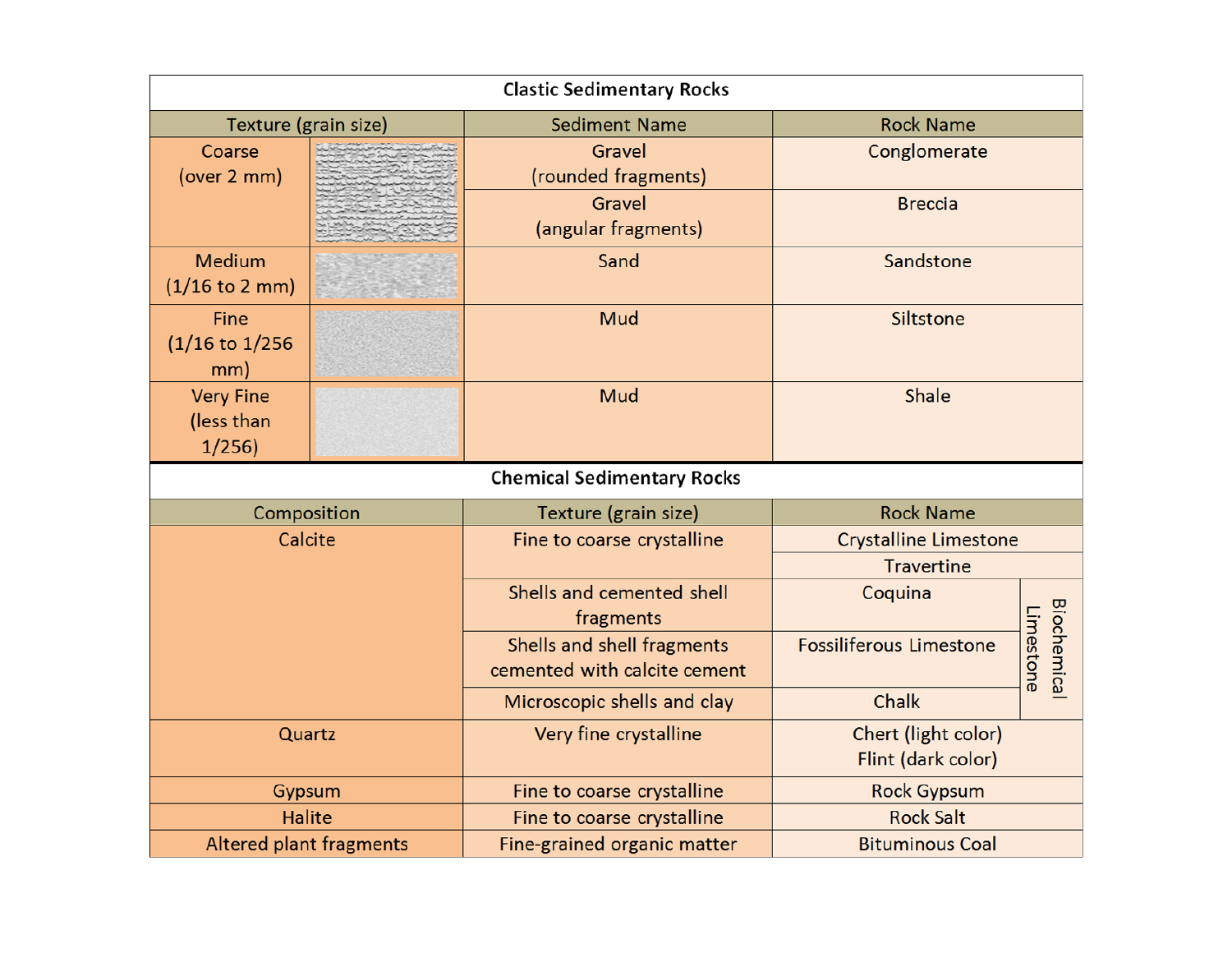## Clastic Sedimentary Rocks

| Texture (grain size) | | Sediment Name | Rock Name |
|---|---|---|---|
| Coarse (over 2 mm) | | Gravel (rounded fragments) | Conglomerate |
| | | Gravel (angular fragments) | Breccia |
| Medium (1/16 to 2 mm) | | Sand | Sandstone |
| Fine (1/16 to 1/256 mm) | | Mud | Siltstone |
| Very Fine (less than 1/256) | | Mud | Shale |

## Chemical Sedimentary Rocks

| Composition | Texture (grain size) | Rock Name | |
|---|---|---|---|
| Calcite | Fine to coarse crystalline | Crystalline Limestone | |
| | | Travertine | |
| | Shells and cemented shell fragments | Coquina | Biochemical Limestone |
| | Shells and shell fragments cemented with calcite cement | Fossiliferous Limestone | Biochemical Limestone |
| | Microscopic shells and clay | Chalk | Biochemical Limestone |
| Quartz | Very fine crystalline | Chert (light color) Flint (dark color) | |
| Gypsum | Fine to coarse crystalline | Rock Gypsum | |
| Halite | Fine to coarse crystalline | Rock Salt | |
| Altered plant fragments | Fine-grained organic matter | Bituminous Coal | |